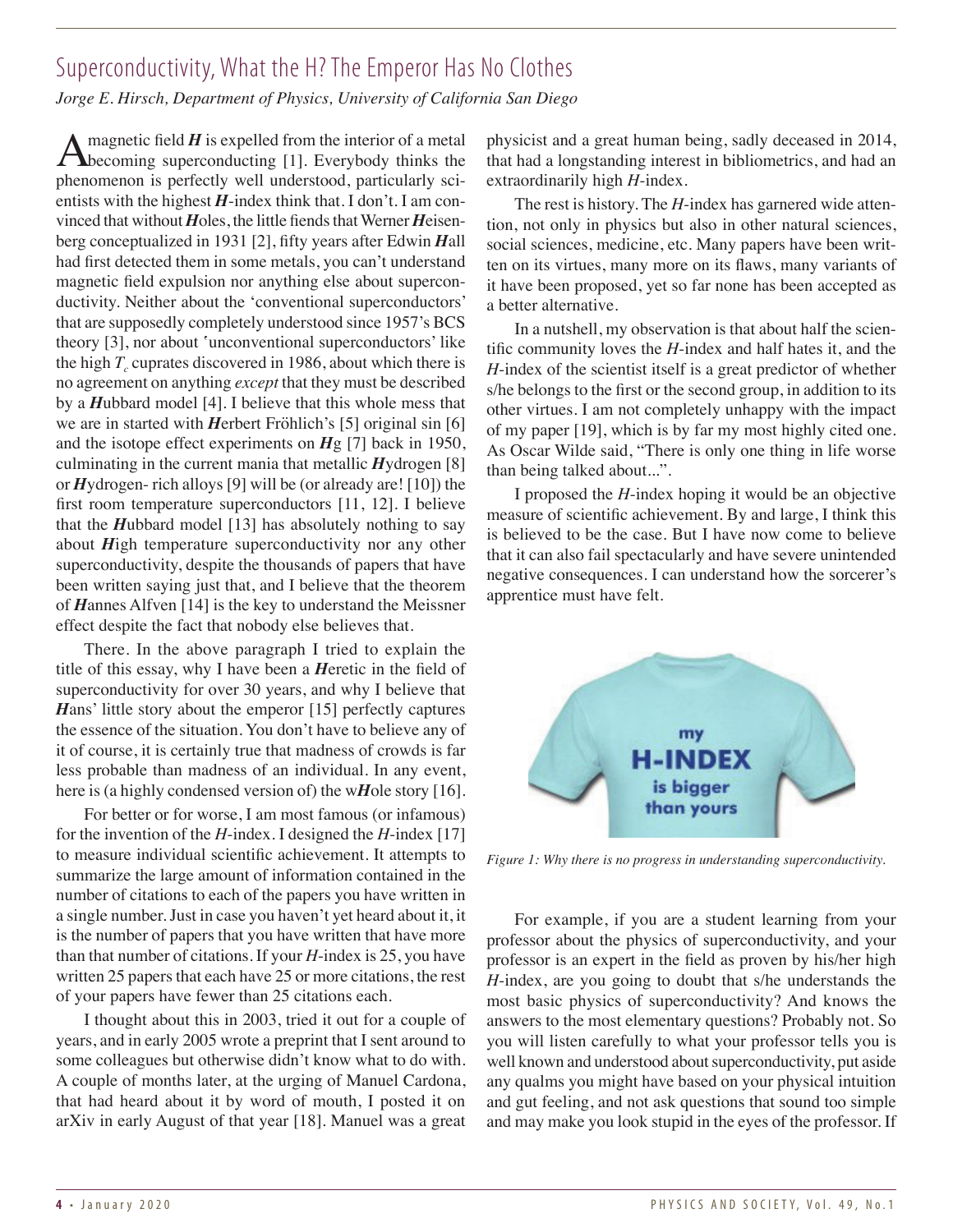# Superconductivity, What the H? The Emperor Has No Clothes

*Jorge E. Hirsch, Department of Physics, University of California San Diego*

A magnetic field ***H*** is expelled from the interior of a metal becoming superconducting [1]. Everybody thinks the phenomenon is perfectly well understood, particularly scientists with the highest ***H***-index think that. I don't. I am convinced that without ***H***oles, the little fiends that Werner ***H***eisenberg conceptualized in 1931 [2], fifty years after Edwin ***H***all had first detected them in some metals, you can't understand magnetic field expulsion nor anything else about superconductivity. Neither about the 'conventional superconductors' that are supposedly completely understood since 1957's BCS theory [3], nor about 'unconventional superconductors' like the high $T_c$ cuprates discovered in 1986, about which there is no agreement on anything *except* that they must be described by a ***H***ubbard model [4]. I believe that this whole mess that we are in started with ***H***erbert Fröhlich's [5] original sin [6] and the isotope effect experiments on ***H***g [7] back in 1950, culminating in the current mania that metallic ***H***ydrogen [8] or ***H***ydrogen- rich alloys [9] will be (or already are! [10]) the first room temperature superconductors [11, 12]. I believe that the ***H***ubbard model [13] has absolutely nothing to say about ***H***igh temperature superconductivity nor any other superconductivity, despite the thousands of papers that have been written saying just that, and I believe that the theorem of ***H***annes Alfven [14] is the key to understand the Meissner effect despite the fact that nobody else believes that.

There. In the above paragraph I tried to explain the title of this essay, why I have been a ***H***eretic in the field of superconductivity for over 30 years, and why I believe that ***H***ans' little story about the emperor [15] perfectly captures the essence of the situation. You don't have to believe any of it of course, it is certainly true that madness of crowds is far less probable than madness of an individual. In any event, here is (a highly condensed version of) the w***H***ole story [16].

For better or for worse, I am most famous (or infamous) for the invention of the *H*-index. I designed the *H*-index [17] to measure individual scientific achievement. It attempts to summarize the large amount of information contained in the number of citations to each of the papers you have written in a single number. Just in case you haven't yet heard about it, it is the number of papers that you have written that have more than that number of citations. If your *H*-index is 25, you have written 25 papers that each have 25 or more citations, the rest of your papers have fewer than 25 citations each.

I thought about this in 2003, tried it out for a couple of years, and in early 2005 wrote a preprint that I sent around to some colleagues but otherwise didn't know what to do with. A couple of months later, at the urging of Manuel Cardona, that had heard about it by word of mouth, I posted it on arXiv in early August of that year [18]. Manuel was a great physicist and a great human being, sadly deceased in 2014, that had a longstanding interest in bibliometrics, and had an extraordinarily high *H*-index.

The rest is history. The *H*-index has garnered wide attention, not only in physics but also in other natural sciences, social sciences, medicine, etc. Many papers have been written on its virtues, many more on its flaws, many variants of it have been proposed, yet so far none has been accepted as a better alternative.

In a nutshell, my observation is that about half the scientific community loves the *H*-index and half hates it, and the *H*-index of the scientist itself is a great predictor of whether s/he belongs to the first or the second group, in addition to its other virtues. I am not completely unhappy with the impact of my paper [19], which is by far my most highly cited one. As Oscar Wilde said, "There is only one thing in life worse than being talked about...".

I proposed the *H*-index hoping it would be an objective measure of scientific achievement. By and large, I think this is believed to be the case. But I have now come to believe that it can also fail spectacularly and have severe unintended negative consequences. I can understand how the sorcerer's apprentice must have felt.

*Figure 1: Why there is no progress in understanding superconductivity.*

For example, if you are a student learning from your professor about the physics of superconductivity, and your professor is an expert in the field as proven by his/her high *H*-index, are you going to doubt that s/he understands the most basic physics of superconductivity? And knows the answers to the most elementary questions? Probably not. So you will listen carefully to what your professor tells you is well known and understood about superconductivity, put aside any qualms you might have based on your physical intuition and gut feeling, and not ask questions that sound too simple and may make you look stupid in the eyes of the professor. If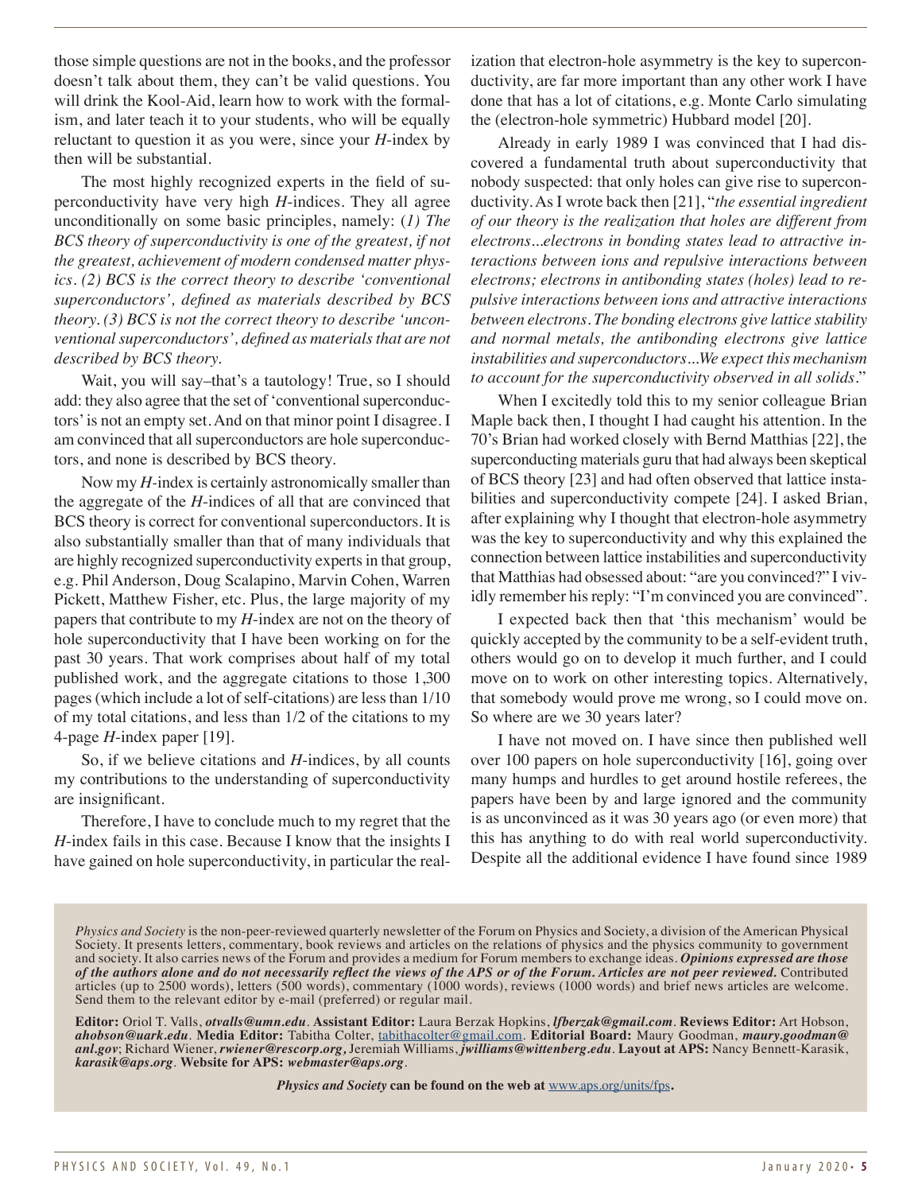those simple questions are not in the books, and the professor doesn't talk about them, they can't be valid questions. You will drink the Kool-Aid, learn how to work with the formalism, and later teach it to your students, who will be equally reluctant to question it as you were, since your *H*-index by then will be substantial.

The most highly recognized experts in the field of superconductivity have very high *H*-indices. They all agree unconditionally on some basic principles, namely: (*1) The BCS theory of superconductivity is one of the greatest, if not the greatest, achievement of modern condensed matter physics. (2) BCS is the correct theory to describe 'conventional superconductors', defined as materials described by BCS theory. (3) BCS is not the correct theory to describe 'unconventional superconductors', defined as materials that are not described by BCS theory.*

Wait, you will say–that's a tautology! True, so I should add: they also agree that the set of 'conventional superconductors' is not an empty set. And on that minor point I disagree. I am convinced that all superconductors are hole superconductors, and none is described by BCS theory.

Now my *H*-index is certainly astronomically smaller than the aggregate of the *H*-indices of all that are convinced that BCS theory is correct for conventional superconductors. It is also substantially smaller than that of many individuals that are highly recognized superconductivity experts in that group, e.g. Phil Anderson, Doug Scalapino, Marvin Cohen, Warren Pickett, Matthew Fisher, etc. Plus, the large majority of my papers that contribute to my *H*-index are not on the theory of hole superconductivity that I have been working on for the past 30 years. That work comprises about half of my total published work, and the aggregate citations to those 1,300 pages (which include a lot of self-citations) are less than 1/10 of my total citations, and less than 1/2 of the citations to my 4-page *H*-index paper [19].

So, if we believe citations and *H*-indices, by all counts my contributions to the understanding of superconductivity are insignificant.

Therefore, I have to conclude much to my regret that the *H*-index fails in this case. Because I know that the insights I have gained on hole superconductivity, in particular the realization that electron-hole asymmetry is the key to superconductivity, are far more important than any other work I have done that has a lot of citations, e.g. Monte Carlo simulating the (electron-hole symmetric) Hubbard model [20].

Already in early 1989 I was convinced that I had discovered a fundamental truth about superconductivity that nobody suspected: that only holes can give rise to superconductivity. As I wrote back then [21], "*the essential ingredient of our theory is the realization that holes are different from electrons...electrons in bonding states lead to attractive interactions between ions and repulsive interactions between electrons; electrons in antibonding states (holes) lead to repulsive interactions between ions and attractive interactions between electrons. The bonding electrons give lattice stability and normal metals, the antibonding electrons give lattice instabilities and superconductors...We expect this mechanism to account for the superconductivity observed in all solids*."

When I excitedly told this to my senior colleague Brian Maple back then, I thought I had caught his attention. In the 70's Brian had worked closely with Bernd Matthias [22], the superconducting materials guru that had always been skeptical of BCS theory [23] and had often observed that lattice instabilities and superconductivity compete [24]. I asked Brian, after explaining why I thought that electron-hole asymmetry was the key to superconductivity and why this explained the connection between lattice instabilities and superconductivity that Matthias had obsessed about: "are you convinced?" I vividly remember his reply: "I'm convinced you are convinced".

I expected back then that 'this mechanism' would be quickly accepted by the community to be a self-evident truth, others would go on to develop it much further, and I could move on to work on other interesting topics. Alternatively, that somebody would prove me wrong, so I could move on. So where are we 30 years later?

I have not moved on. I have since then published well over 100 papers on hole superconductivity [16], going over many humps and hurdles to get around hostile referees, the papers have been by and large ignored and the community is as unconvinced as it was 30 years ago (or even more) that this has anything to do with real world superconductivity. Despite all the additional evidence I have found since 1989

---

*Physics and Society* is the non-peer-reviewed quarterly newsletter of the Forum on Physics and Society, a division of the American Physical Society. It presents letters, commentary, book reviews and articles on the relations of physics and the physics community to government and society. It also carries news of the Forum and provides a medium for Forum members to exchange ideas. ***Opinions expressed are those of the authors alone and do not necessarily reflect the views of the APS or of the Forum. Articles are not peer reviewed.*** Contributed articles (up to 2500 words), letters (500 words), commentary (1000 words), reviews (1000 words) and brief news articles are welcome. Send them to the relevant editor by e-mail (preferred) or regular mail.

**Editor:** Oriol T. Valls, ***otvalls@umn.edu***. **Assistant Editor:** Laura Berzak Hopkins, ***lfberzak@gmail.com***. **Reviews Editor:** Art Hobson, ***ahobson@uark.edu***. **Media Editor:** Tabitha Colter, tabithacolter@gmail.com. **Editorial Board:** Maury Goodman, ***maury.goodman@anl.gov***; Richard Wiener, ***rwiener@rescorp.org,*** Jeremiah Williams, ***jwilliams@wittenberg.edu***. **Layout at APS:** Nancy Bennett-Karasik, ***karasik@aps.org***. **Website for APS:** ***webmaster@aps.org***.

***Physics and Society*** **can be found on the web at** www.aps.org/units/fps**.**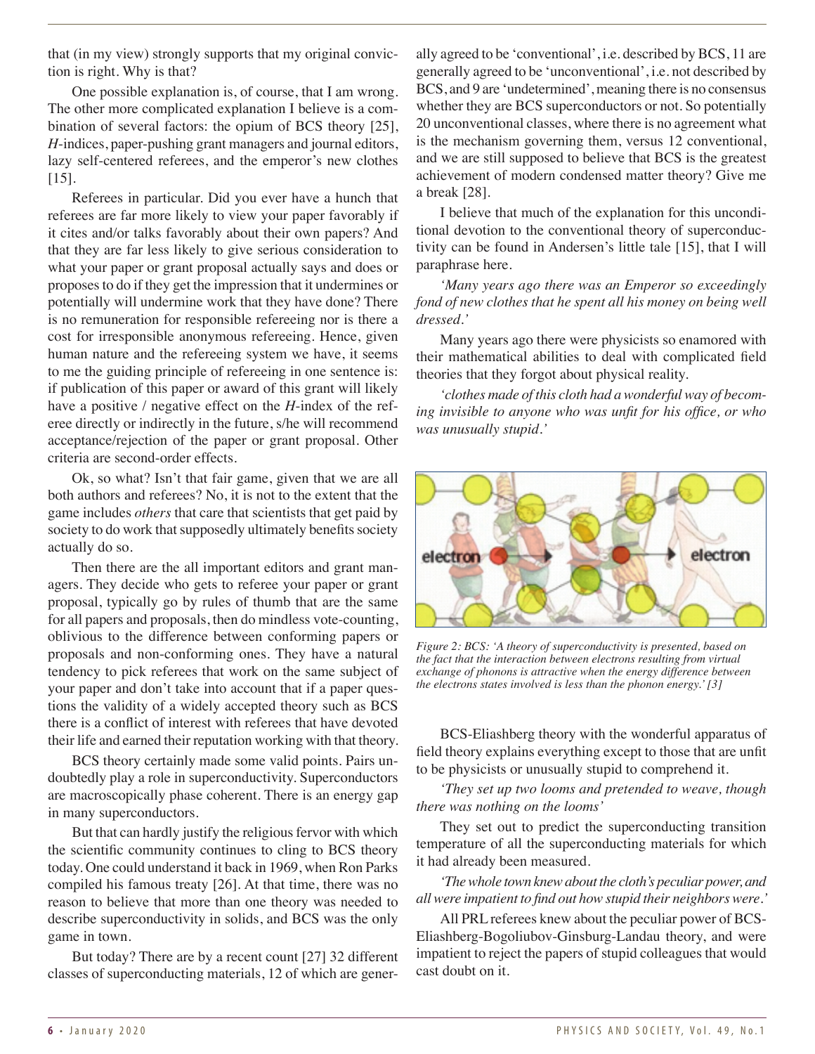that (in my view) strongly supports that my original conviction is right. Why is that?

One possible explanation is, of course, that I am wrong. The other more complicated explanation I believe is a combination of several factors: the opium of BCS theory [25], *H*-indices, paper-pushing grant managers and journal editors, lazy self-centered referees, and the emperor's new clothes [15].

Referees in particular. Did you ever have a hunch that referees are far more likely to view your paper favorably if it cites and/or talks favorably about their own papers? And that they are far less likely to give serious consideration to what your paper or grant proposal actually says and does or proposes to do if they get the impression that it undermines or potentially will undermine work that they have done? There is no remuneration for responsible refereeing nor is there a cost for irresponsible anonymous refereeing. Hence, given human nature and the refereeing system we have, it seems to me the guiding principle of refereeing in one sentence is: if publication of this paper or award of this grant will likely have a positive / negative effect on the *H*-index of the referee directly or indirectly in the future, s/he will recommend acceptance/rejection of the paper or grant proposal. Other criteria are second-order effects.

Ok, so what? Isn't that fair game, given that we are all both authors and referees? No, it is not to the extent that the game includes *others* that care that scientists that get paid by society to do work that supposedly ultimately benefits society actually do so.

Then there are the all important editors and grant managers. They decide who gets to referee your paper or grant proposal, typically go by rules of thumb that are the same for all papers and proposals, then do mindless vote-counting, oblivious to the difference between conforming papers or proposals and non-conforming ones. They have a natural tendency to pick referees that work on the same subject of your paper and don't take into account that if a paper questions the validity of a widely accepted theory such as BCS there is a conflict of interest with referees that have devoted their life and earned their reputation working with that theory.

BCS theory certainly made some valid points. Pairs undoubtedly play a role in superconductivity. Superconductors are macroscopically phase coherent. There is an energy gap in many superconductors.

But that can hardly justify the religious fervor with which the scientific community continues to cling to BCS theory today. One could understand it back in 1969, when Ron Parks compiled his famous treaty [26]. At that time, there was no reason to believe that more than one theory was needed to describe superconductivity in solids, and BCS was the only game in town.

But today? There are by a recent count [27] 32 different classes of superconducting materials, 12 of which are generally agreed to be 'conventional', i.e. described by BCS, 11 are generally agreed to be 'unconventional', i.e. not described by BCS, and 9 are 'undetermined', meaning there is no consensus whether they are BCS superconductors or not. So potentially 20 unconventional classes, where there is no agreement what is the mechanism governing them, versus 12 conventional, and we are still supposed to believe that BCS is the greatest achievement of modern condensed matter theory? Give me a break [28].

I believe that much of the explanation for this unconditional devotion to the conventional theory of superconductivity can be found in Andersen's little tale [15], that I will paraphrase here.

*'Many years ago there was an Emperor so exceedingly fond of new clothes that he spent all his money on being well dressed.'*

Many years ago there were physicists so enamored with their mathematical abilities to deal with complicated field theories that they forgot about physical reality.

*'clothes made of this cloth had a wonderful way of becoming invisible to anyone who was unfit for his office, or who was unusually stupid.'*

*Figure 2: BCS: 'A theory of superconductivity is presented, based on the fact that the interaction between electrons resulting from virtual exchange of phonons is attractive when the energy difference between the electrons states involved is less than the phonon energy.' [3]*

BCS-Eliashberg theory with the wonderful apparatus of field theory explains everything except to those that are unfit to be physicists or unusually stupid to comprehend it.

*'They set up two looms and pretended to weave, though there was nothing on the looms'*

They set out to predict the superconducting transition temperature of all the superconducting materials for which it had already been measured.

*'The whole town knew about the cloth's peculiar power, and all were impatient to find out how stupid their neighbors were.'*

All PRL referees knew about the peculiar power of BCS-Eliashberg-Bogoliubov-Ginsburg-Landau theory, and were impatient to reject the papers of stupid colleagues that would cast doubt on it.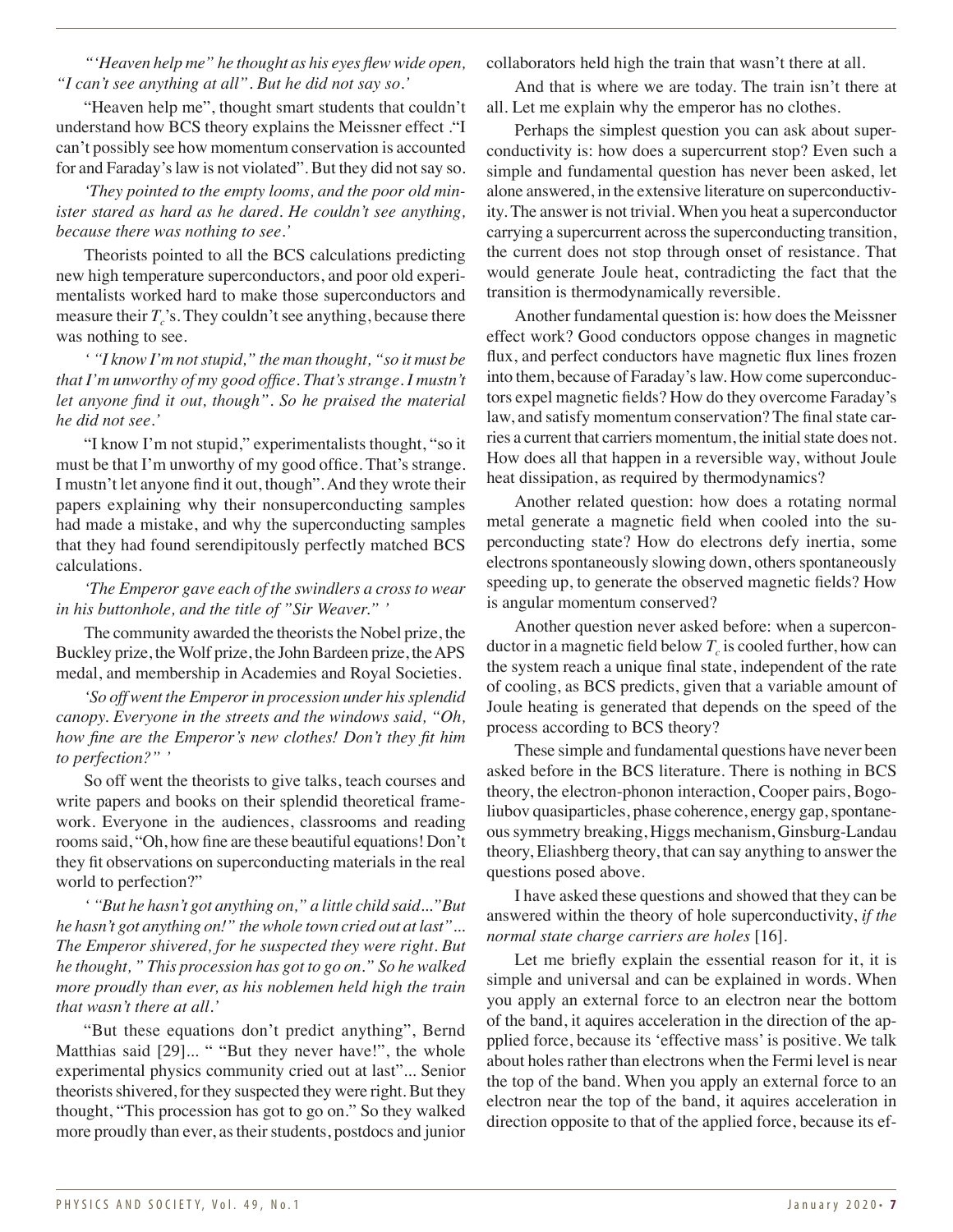*"'Heaven help me" he thought as his eyes flew wide open, "I can't see anything at all". But he did not say so.'*

"Heaven help me", thought smart students that couldn't understand how BCS theory explains the Meissner effect ."I can't possibly see how momentum conservation is accounted for and Faraday's law is not violated". But they did not say so.

*'They pointed to the empty looms, and the poor old minister stared as hard as he dared. He couldn't see anything, because there was nothing to see.'*

Theorists pointed to all the BCS calculations predicting new high temperature superconductors, and poor old experimentalists worked hard to make those superconductors and measure their $T_c$'s. They couldn't see anything, because there was nothing to see.

*' "I know I'm not stupid," the man thought, "so it must be that I'm unworthy of my good office. That's strange. I mustn't let anyone find it out, though". So he praised the material he did not see.'*

"I know I'm not stupid," experimentalists thought, "so it must be that I'm unworthy of my good office. That's strange. I mustn't let anyone find it out, though". And they wrote their papers explaining why their nonsuperconducting samples had made a mistake, and why the superconducting samples that they had found serendipitously perfectly matched BCS calculations.

*'The Emperor gave each of the swindlers a cross to wear in his buttonhole, and the title of "Sir Weaver." '*

The community awarded the theorists the Nobel prize, the Buckley prize, the Wolf prize, the John Bardeen prize, the APS medal, and membership in Academies and Royal Societies.

*'So off went the Emperor in procession under his splendid canopy. Everyone in the streets and the windows said, "Oh, how fine are the Emperor's new clothes! Don't they fit him to perfection?" '*

So off went the theorists to give talks, teach courses and write papers and books on their splendid theoretical framework. Everyone in the audiences, classrooms and reading rooms said, "Oh, how fine are these beautiful equations! Don't they fit observations on superconducting materials in the real world to perfection?"

*' "But he hasn't got anything on," a little child said..."But he hasn't got anything on!" the whole town cried out at last"... The Emperor shivered, for he suspected they were right. But he thought, " This procession has got to go on." So he walked more proudly than ever, as his noblemen held high the train that wasn't there at all.'*

"But these equations don't predict anything", Bernd Matthias said [29]... " "But they never have!", the whole experimental physics community cried out at last"... Senior theorists shivered, for they suspected they were right. But they thought, "This procession has got to go on." So they walked more proudly than ever, as their students, postdocs and junior collaborators held high the train that wasn't there at all.

And that is where we are today. The train isn't there at all. Let me explain why the emperor has no clothes.

Perhaps the simplest question you can ask about superconductivity is: how does a supercurrent stop? Even such a simple and fundamental question has never been asked, let alone answered, in the extensive literature on superconductivity. The answer is not trivial. When you heat a superconductor carrying a supercurrent across the superconducting transition, the current does not stop through onset of resistance. That would generate Joule heat, contradicting the fact that the transition is thermodynamically reversible.

Another fundamental question is: how does the Meissner effect work? Good conductors oppose changes in magnetic flux, and perfect conductors have magnetic flux lines frozen into them, because of Faraday's law. How come superconductors expel magnetic fields? How do they overcome Faraday's law, and satisfy momentum conservation? The final state carries a current that carriers momentum, the initial state does not. How does all that happen in a reversible way, without Joule heat dissipation, as required by thermodynamics?

Another related question: how does a rotating normal metal generate a magnetic field when cooled into the superconducting state? How do electrons defy inertia, some electrons spontaneously slowing down, others spontaneously speeding up, to generate the observed magnetic fields? How is angular momentum conserved?

Another question never asked before: when a superconductor in a magnetic field below $T_c$ is cooled further, how can the system reach a unique final state, independent of the rate of cooling, as BCS predicts, given that a variable amount of Joule heating is generated that depends on the speed of the process according to BCS theory?

These simple and fundamental questions have never been asked before in the BCS literature. There is nothing in BCS theory, the electron-phonon interaction, Cooper pairs, Bogoliubov quasiparticles, phase coherence, energy gap, spontaneous symmetry breaking, Higgs mechanism, Ginsburg-Landau theory, Eliashberg theory, that can say anything to answer the questions posed above.

I have asked these questions and showed that they can be answered within the theory of hole superconductivity, *if the normal state charge carriers are holes* [16].

Let me briefly explain the essential reason for it, it is simple and universal and can be explained in words. When you apply an external force to an electron near the bottom of the band, it aquires acceleration in the direction of the applied force, because its 'effective mass' is positive. We talk about holes rather than electrons when the Fermi level is near the top of the band. When you apply an external force to an electron near the top of the band, it aquires acceleration in direction opposite to that of the applied force, because its ef-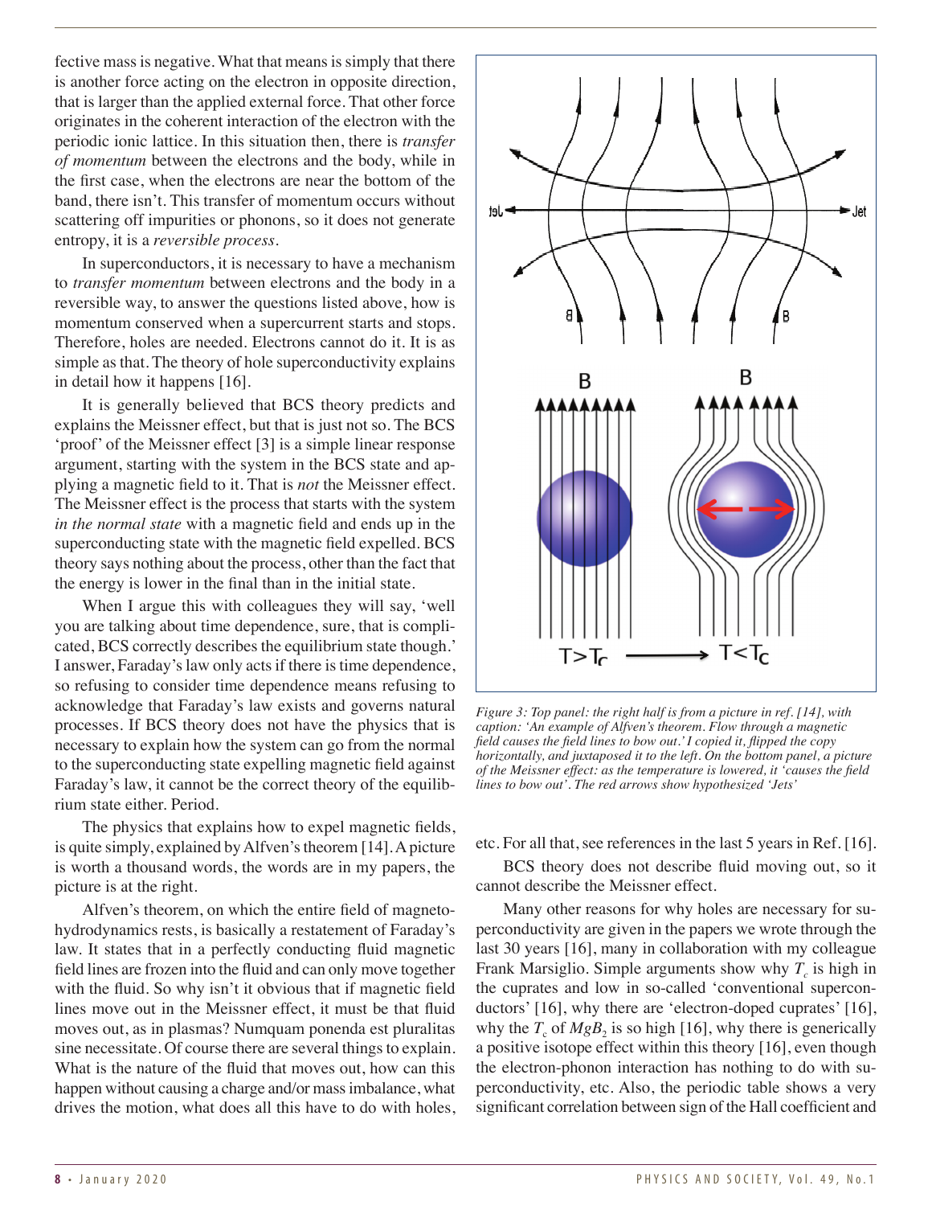fective mass is negative. What that means is simply that there is another force acting on the electron in opposite direction, that is larger than the applied external force. That other force originates in the coherent interaction of the electron with the periodic ionic lattice. In this situation then, there is *transfer of momentum* between the electrons and the body, while in the first case, when the electrons are near the bottom of the band, there isn't. This transfer of momentum occurs without scattering off impurities or phonons, so it does not generate entropy, it is a *reversible process*.

In superconductors, it is necessary to have a mechanism to *transfer momentum* between electrons and the body in a reversible way, to answer the questions listed above, how is momentum conserved when a supercurrent starts and stops. Therefore, holes are needed. Electrons cannot do it. It is as simple as that. The theory of hole superconductivity explains in detail how it happens [16].

It is generally believed that BCS theory predicts and explains the Meissner effect, but that is just not so. The BCS 'proof' of the Meissner effect [3] is a simple linear response argument, starting with the system in the BCS state and applying a magnetic field to it. That is *not* the Meissner effect. The Meissner effect is the process that starts with the system *in the normal state* with a magnetic field and ends up in the superconducting state with the magnetic field expelled. BCS theory says nothing about the process, other than the fact that the energy is lower in the final than in the initial state.

When I argue this with colleagues they will say, 'well you are talking about time dependence, sure, that is complicated, BCS correctly describes the equilibrium state though.' I answer, Faraday's law only acts if there is time dependence, so refusing to consider time dependence means refusing to acknowledge that Faraday's law exists and governs natural processes. If BCS theory does not have the physics that is necessary to explain how the system can go from the normal to the superconducting state expelling magnetic field against Faraday's law, it cannot be the correct theory of the equilibrium state either. Period.

The physics that explains how to expel magnetic fields, is quite simply, explained by Alfven's theorem [14]. A picture is worth a thousand words, the words are in my papers, the picture is at the right.

Alfven's theorem, on which the entire field of magnetohydrodynamics rests, is basically a restatement of Faraday's law. It states that in a perfectly conducting fluid magnetic field lines are frozen into the fluid and can only move together with the fluid. So why isn't it obvious that if magnetic field lines move out in the Meissner effect, it must be that fluid moves out, as in plasmas? Numquam ponenda est pluralitas sine necessitate. Of course there are several things to explain. What is the nature of the fluid that moves out, how can this happen without causing a charge and/or mass imbalance, what drives the motion, what does all this have to do with holes, etc. For all that, see references in the last 5 years in Ref. [16].

*Figure 3: Top panel: the right half is from a picture in ref. [14], with caption: 'An example of Alfven's theorem. Flow through a magnetic field causes the field lines to bow out.' I copied it, flipped the copy horizontally, and juxtaposed it to the left. On the bottom panel, a picture of the Meissner effect: as the temperature is lowered, it 'causes the field lines to bow out'. The red arrows show hypothesized 'Jets'*

BCS theory does not describe fluid moving out, so it cannot describe the Meissner effect.

Many other reasons for why holes are necessary for superconductivity are given in the papers we wrote through the last 30 years [16], many in collaboration with my colleague Frank Marsiglio. Simple arguments show why $T_c$ is high in the cuprates and low in so-called 'conventional superconductors' [16], why there are 'electron-doped cuprates' [16], why the $T_c$ of $MgB_2$ is so high [16], why there is generically a positive isotope effect within this theory [16], even though the electron-phonon interaction has nothing to do with superconductivity, etc. Also, the periodic table shows a very significant correlation between sign of the Hall coefficient and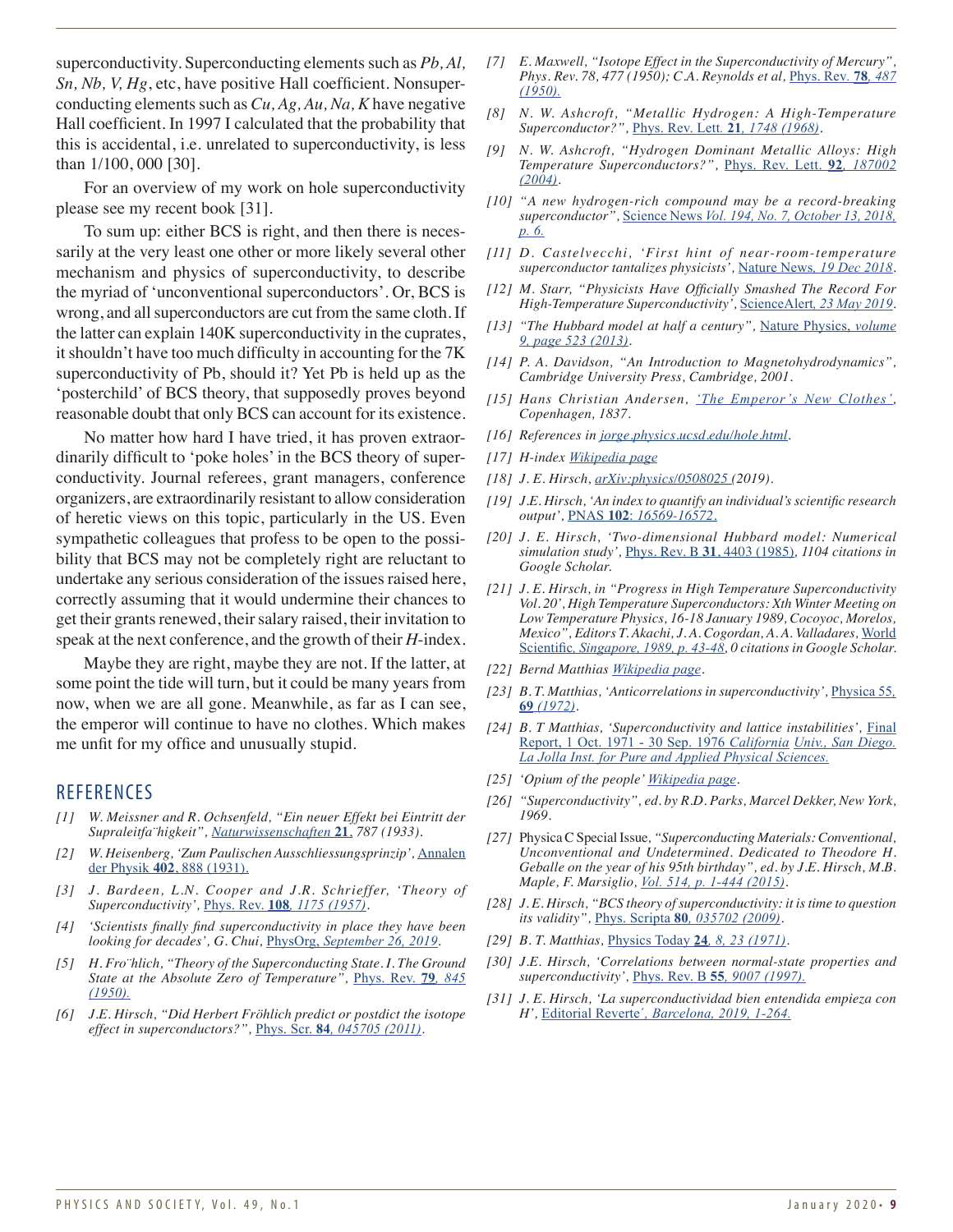superconductivity. Superconducting elements such as *Pb, Al, Sn, Nb, V, Hg*, etc, have positive Hall coefficient. Nonsuperconducting elements such as *Cu, Ag, Au, Na, K* have negative Hall coefficient. In 1997 I calculated that the probability that this is accidental, i.e. unrelated to superconductivity, is less than 1/100, 000 [30].

For an overview of my work on hole superconductivity please see my recent book [31].

To sum up: either BCS is right, and then there is necessarily at the very least one other or more likely several other mechanism and physics of superconductivity, to describe the myriad of 'unconventional superconductors'. Or, BCS is wrong, and all superconductors are cut from the same cloth. If the latter can explain 140K superconductivity in the cuprates, it shouldn't have too much difficulty in accounting for the 7K superconductivity of Pb, should it? Yet Pb is held up as the 'posterchild' of BCS theory, that supposedly proves beyond reasonable doubt that only BCS can account for its existence.

No matter how hard I have tried, it has proven extraordinarily difficult to 'poke holes' in the BCS theory of superconductivity. Journal referees, grant managers, conference organizers, are extraordinarily resistant to allow consideration of heretic views on this topic, particularly in the US. Even sympathetic colleagues that profess to be open to the possibility that BCS may not be completely right are reluctant to undertake any serious consideration of the issues raised here, correctly assuming that it would undermine their chances to get their grants renewed, their salary raised, their invitation to speak at the next conference, and the growth of their *H*-index.

Maybe they are right, maybe they are not. If the latter, at some point the tide will turn, but it could be many years from now, when we are all gone. Meanwhile, as far as I can see, the emperor will continue to have no clothes. Which makes me unfit for my office and unusually stupid.

## REFERENCES

[1] *W. Meissner and R. Ochsenfeld, "Ein neuer Effekt bei Eintritt der Supraleitfähigkeit", Naturwissenschaften* **21**, *787 (1933).*

[2] *W. Heisenberg, 'Zum Paulischen Ausschliessungsprinzip', Annalen der Physik* **402**, 888 (1931).

[3] *J. Bardeen, L.N. Cooper and J.R. Schrieffer, 'Theory of Superconductivity', Phys. Rev.* **108***, 1175 (1957).*

[4] *'Scientists finally find superconductivity in place they have been looking for decades', G. Chui, PhysOrg, September 26, 2019.*

[5] *H. Fröhlich, "Theory of the Superconducting State. I. The Ground State at the Absolute Zero of Temperature", Phys. Rev.* **79***, 845 (1950).*

[6] *J.E. Hirsch, "Did Herbert Fröhlich predict or postdict the isotope effect in superconductors?", Phys. Scr.* **84***, 045705 (2011).*

[7] *E. Maxwell, "Isotope Effect in the Superconductivity of Mercury", Phys. Rev. 78, 477 (1950); C.A. Reynolds et al, Phys. Rev.* **78***, 487 (1950).*

[8] *N. W. Ashcroft, "Metallic Hydrogen: A High-Temperature Superconductor?", Phys. Rev. Lett.* **21***, 1748 (1968).*

[9] *N. W. Ashcroft, "Hydrogen Dominant Metallic Alloys: High Temperature Superconductors?", Phys. Rev. Lett.* **92***, 187002 (2004).*

[10] *"A new hydrogen-rich compound may be a record-breaking superconductor", Science News Vol. 194, No. 7, October 13, 2018, p. 6.*

[11] *D. Castelvecchi, 'First hint of near-room-temperature superconductor tantalizes physicists', Nature News, 19 Dec 2018.*

[12] *M. Starr, "Physicists Have Officially Smashed The Record For High-Temperature Superconductivity', ScienceAlert, 23 May 2019.*

[13] *"The Hubbard model at half a century", Nature Physics, volume 9, page 523 (2013).*

[14] *P. A. Davidson, "An Introduction to Magnetohydrodynamics", Cambridge University Press, Cambridge, 2001.*

[15] *Hans Christian Andersen, 'The Emperor's New Clothes', Copenhagen, 1837.*

[16] *References in jorge.physics.ucsd.edu/hole.html.*

[17] *H-index Wikipedia page*

[18] *J. E. Hirsch, arXiv:physics/0508025 (2019).*

[19] *J.E. Hirsch, 'An index to quantify an individual's scientific research output', PNAS* **102***: 16569-16572.*

[20] *J. E. Hirsch, 'Two-dimensional Hubbard model: Numerical simulation study', Phys. Rev. B* **31**, 4403 (1985)*, 1104 citations in Google Scholar.*

[21] *J. E. Hirsch, in "Progress in High Temperature Superconductivity Vol. 20', High Temperature Superconductors: Xth Winter Meeting on Low Temperature Physics, 16-18 January 1989, Cocoyoc, Morelos, Mexico", Editors T. Akachi, J. A. Cogordan, A. A. Valladares, World Scientific, Singapore, 1989, p. 43-48, 0 citations in Google Scholar.*

[22] *Bernd Matthias Wikipedia page.*

[23] *B. T. Matthias, 'Anticorrelations in superconductivity', Physica 55,* **69** *(1972).*

[24] *B. T Matthias, 'Superconductivity and lattice instabilities', Final Report, 1 Oct. 1971 - 30 Sep. 1976 California Univ., San Diego. La Jolla Inst. for Pure and Applied Physical Sciences.*

[25] *'Opium of the people' Wikipedia page.*

[26] *"Superconductivity", ed. by R.D. Parks, Marcel Dekker, New York, 1969.*

[27] Physica C Special Issue*, "Superconducting Materials: Conventional, Unconventional and Undetermined. Dedicated to Theodore H. Geballe on the year of his 95th birthday", ed. by J.E. Hirsch, M.B. Maple, F. Marsiglio, Vol. 514, p. 1-444 (2015).*

[28] *J.E. Hirsch, "BCS theory of superconductivity: it is time to question its validity", Phys. Scripta* **80***, 035702 (2009).*

[29] *B. T. Matthias, Physics Today* **24***, 8, 23 (1971).*

[30] *J.E. Hirsch, 'Correlations between normal-state properties and superconductivity', Phys. Rev. B* **55***, 9007 (1997).*

[31] *J. E. Hirsch, 'La superconductividad bien entendida empieza con H', Editorial Reverté, Barcelona, 2019, 1-264.*